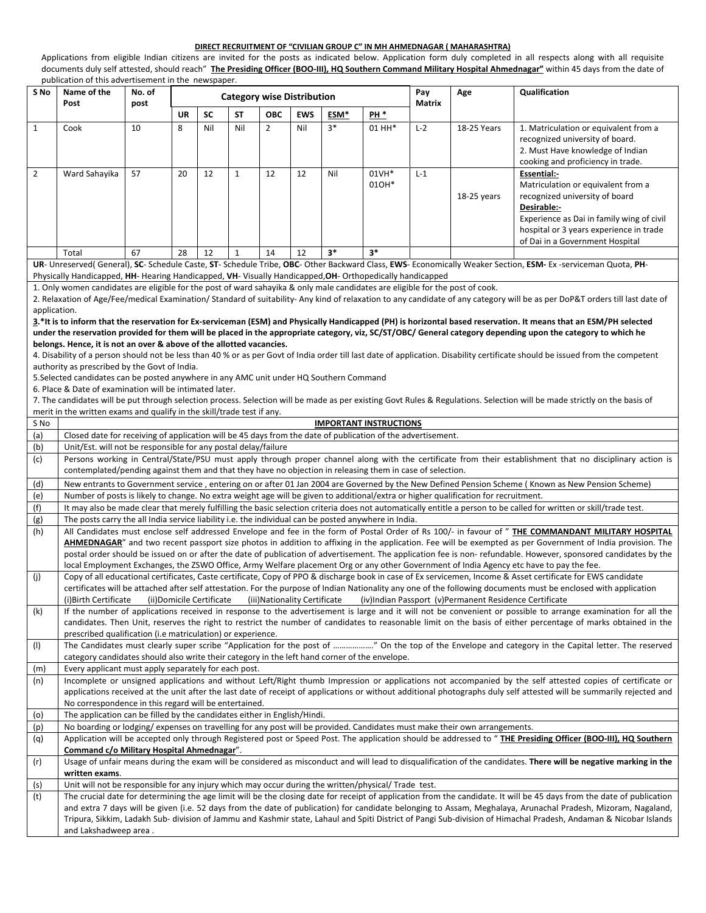**DIRECT RECRUITMENT OF "CIVILIAN GROUP C" IN MH AHMEDNAGAR ( MAHARASHTRA)**

Applications from eligible Indian citizens are invited for the posts as indicated below. Application form duly completed in all respects along with all requisite documents duly self attested, should reach" **The Presiding Officer (BOO-III), HQ Southern Command Military Hospital Ahmednagar"** within 45 days from the date of publication of this advertisement in the newspaper.

| S No | Name of the Post | No. of post | Category wise Distribution | | | | | | | Pay Matrix | Age | Qualification |
|---|---|---|---|---|---|---|---|---|---|---|---|---|
| | | | UR | SC | ST | OBC | EWS | ESM* | PH * | | | |
| 1 | Cook | 10 | 8 | Nil | Nil | 2 | Nil | 3* | 01 HH* | L-2 | 18-25 Years | 1. Matriculation or equivalent from a recognized university of board. 2. Must Have knowledge of Indian cooking and proficiency in trade. |
| 2 | Ward Sahayika | 57 | 20 | 12 | 1 | 12 | 12 | Nil | 01VH* 01OH* | L-1 | 18-25 years | **Essential:-** Matriculation or equivalent from a recognized university of board **Desirable:-** Experience as Dai in family wing of civil hospital or 3 years experience in trade of Dai in a Government Hospital |
| | Total | 67 | 28 | 12 | 1 | 14 | 12 | **3*** | **3*** | | | |

**UR**- Unreserved( General), **SC**- Schedule Caste, **ST**- Schedule Tribe, **OBC**- Other Backward Class, **EWS**- Economically Weaker Section, **ESM-** Ex -serviceman Quota, **PH**- Physically Handicapped, **HH**- Hearing Handicapped, **VH**- Visually Handicapped,**OH**- Orthopedically handicapped

1. Only women candidates are eligible for the post of ward sahayika & only male candidates are eligible for the post of cook.
2. Relaxation of Age/Fee/medical Examination/ Standard of suitability- Any kind of relaxation to any candidate of any category will be as per DoP&T orders till last date of application.
3. **\*It is to inform that the reservation for Ex-serviceman (ESM) and Physically Handicapped (PH) is horizontal based reservation. It means that an ESM/PH selected under the reservation provided for them will be placed in the appropriate category, viz, SC/ST/OBC/ General category depending upon the category to which he belongs. Hence, it is not an over & above of the allotted vacancies.**
4. Disability of a person should not be less than 40 % or as per Govt of India order till last date of application. Disability certificate should be issued from the competent authority as prescribed by the Govt of India.
5. Selected candidates can be posted anywhere in any AMC unit under HQ Southern Command
6. Place & Date of examination will be intimated later.
7. The candidates will be put through selection process. Selection will be made as per existing Govt Rules & Regulations. Selection will be made strictly on the basis of merit in the written exams and qualify in the skill/trade test if any.

| S No | **IMPORTANT INSTRUCTIONS** |
|---|---|
| (a) | Closed date for receiving of application will be 45 days from the date of publication of the advertisement. |
| (b) | Unit/Est. will not be responsible for any postal delay/failure |
| (c) | Persons working in Central/State/PSU must apply through proper channel along with the certificate from their establishment that no disciplinary action is contemplated/pending against them and that they have no objection in releasing them in case of selection. |
| (d) | New entrants to Government service , entering on or after 01 Jan 2004 are Governed by the New Defined Pension Scheme ( Known as New Pension Scheme) |
| (e) | Number of posts is likely to change. No extra weight age will be given to additional/extra or higher qualification for recruitment. |
| (f) | It may also be made clear that merely fulfilling the basic selection criteria does not automatically entitle a person to be called for written or skill/trade test. |
| (g) | The posts carry the all India service liability i.e. the individual can be posted anywhere in India. |
| (h) | All Candidates must enclose self addressed Envelope and fee in the form of Postal Order of Rs 100/- in favour of " **THE COMMANDANT MILITARY HOSPITAL AHMEDNAGAR**" and two recent passport size photos in addition to affixing in the application. Fee will be exempted as per Government of India provision. The postal order should be issued on or after the date of publication of advertisement. The application fee is non- refundable. However, sponsored candidates by the local Employment Exchanges, the ZSWO Office, Army Welfare placement Org or any other Government of India Agency etc have to pay the fee. |
| (j) | Copy of all educational certificates, Caste certificate, Copy of PPO & discharge book in case of Ex servicemen, Income & Asset certificate for EWS candidate certificates will be attached after self attestation. For the purpose of Indian Nationality any one of the following documents must be enclosed with application (i)Birth Certificate (ii)Domicile Certificate (iii)Nationality Certificate (iv)Indian Passport (v)Permanent Residence Certificate |
| (k) | If the number of applications received in response to the advertisement is large and it will not be convenient or possible to arrange examination for all the candidates. Then Unit, reserves the right to restrict the number of candidates to reasonable limit on the basis of either percentage of marks obtained in the prescribed qualification (i.e matriculation) or experience. |
| (l) | The Candidates must clearly super scribe "Application for the post of ………………" On the top of the Envelope and category in the Capital letter. The reserved category candidates should also write their category in the left hand corner of the envelope. |
| (m) | Every applicant must apply separately for each post. |
| (n) | Incomplete or unsigned applications and without Left/Right thumb Impression or applications not accompanied by the self attested copies of certificate or applications received at the unit after the last date of receipt of applications or without additional photographs duly self attested will be summarily rejected and No correspondence in this regard will be entertained. |
| (o) | The application can be filled by the candidates either in English/Hindi. |
| (p) | No boarding or lodging/ expenses on travelling for any post will be provided. Candidates must make their own arrangements. |
| (q) | Application will be accepted only through Registered post or Speed Post. The application should be addressed to " **THE Presiding Officer (BOO-III), HQ Southern Command c/o Military Hospital Ahmednagar**". |
| (r) | Usage of unfair means during the exam will be considered as misconduct and will lead to disqualification of the candidates. **There will be negative marking in the written exams**. |
| (s) | Unit will not be responsible for any injury which may occur during the written/physical/ Trade test. |
| (t) | The crucial date for determining the age limit will be the closing date for receipt of application from the candidate. It will be 45 days from the date of publication and extra 7 days will be given (i.e. 52 days from the date of publication) for candidate belonging to Assam, Meghalaya, Arunachal Pradesh, Mizoram, Nagaland, Tripura, Sikkim, Ladakh Sub- division of Jammu and Kashmir state, Lahaul and Spiti District of Pangi Sub-division of Himachal Pradesh, Andaman & Nicobar Islands and Lakshadweep area . |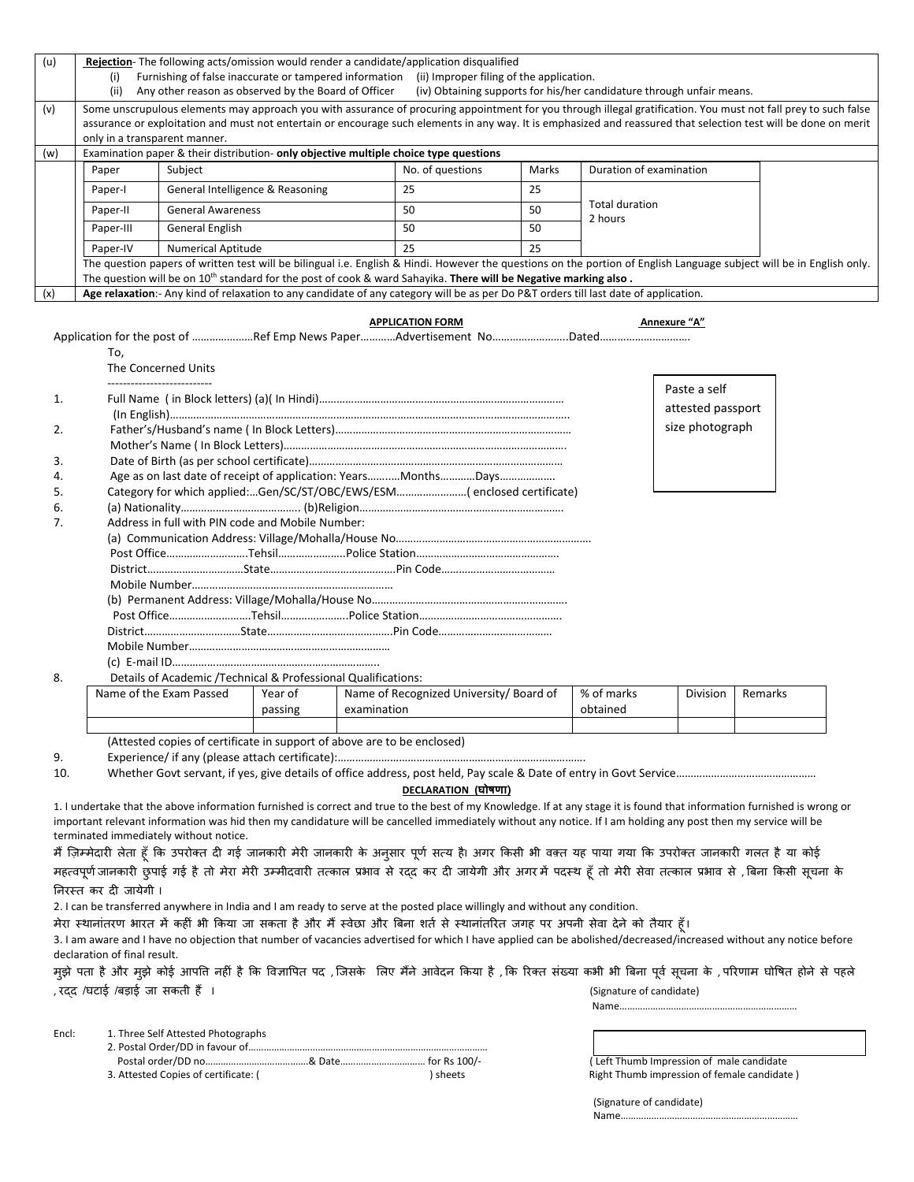| | |
|---|---|
| (u) | **Rejection**- The following acts/omission would render a candidate/application disqualified<br>(i) Furnishing of false inaccurate or tampered information (ii) Improper filing of the application.<br>(ii) Any other reason as observed by the Board of Officer (iv) Obtaining supports for his/her candidature through unfair means. |
| (v) | Some unscrupulous elements may approach you with assurance of procuring appointment for you through illegal gratification. You must not fall prey to such false assurance or exploitation and must not entertain or encourage such elements in any way. It is emphasized and reassured that selection test will be done on merit only in a transparent manner. |
| (w) | Examination paper & their distribution- **only objective multiple choice type questions** |

| Paper | Subject | No. of questions | Marks | Duration of examination |
|---|---|---|---|---|
| Paper-I | General Intelligence & Reasoning | 25 | 25 | Total duration 2 hours |
| Paper-II | General Awareness | 50 | 50 | |
| Paper-III | General English | 50 | 50 | |
| Paper-IV | Numerical Aptitude | 25 | 25 | |

The question papers of written test will be bilingual i.e. English & Hindi. However the questions on the portion of English Language subject will be in English only. The question will be on 10th standard for the post of cook & ward Sahayika. **There will be Negative marking also .**

(x) **Age relaxation**:- Any kind of relaxation to any candidate of any category will be as per Do P&T orders till last date of application.

**APPLICATION FORM** **Annexure "A"**

Application for the post of …………………Ref Emp News Paper…………Advertisement No……………………..Dated…………………………

To,
The Concerned Units
---------------------------

Paste a self attested passport size photograph

1. Full Name ( in Block letters) (a)( In Hindi)…………………………………………………………………………
   (In English)…………………………………………………………………………………………………………..
2. Father's/Husband's name ( In Block Letters)………………………………………………………………
   Mother's Name ( In Block Letters)…………………………………………………………………………….
3. Date of Birth (as per school certificate)……………………………………………………………………
4. Age as on last date of receipt of application: Years………..Months…………Days……………….
5. Category for which applied:…Gen/SC/ST/OBC/EWS/ESM……………………( enclosed certificate)
6. (a) Nationality…………………………………. (b)Religion……………………………………………………
7. Address in full with PIN code and Mobile Number:
   (a) Communication Address: Village/Mohalla/House No…………………………………………………………
   Post Office………………………Tehsil…………………..Police Station…………………………………………
   District……………………………State……………………………………Pin Code…………………………………
   Mobile Number……………………………………………………………
   (b) Permanent Address: Village/Mohalla/House No……………………………………………………………
   Post Office………………………Tehsil…………………..Police Station…………………………………………
   District……………………………State……………………………………Pin Code…………………………………
   Mobile Number……………………………………………………………
   (c) E-mail ID……………………………………………………………..
8. Details of Academic /Technical & Professional Qualifications:

| Name of the Exam Passed | Year of passing | Name of Recognized University/ Board of examination | % of marks obtained | Division | Remarks |
|---|---|---|---|---|---|
| | | | | | |

(Attested copies of certificate in support of above are to be enclosed)

9. Experience/ if any (please attach certificate):……………………………………………………………
10. Whether Govt servant, if yes, give details of office address, post held, Pay scale & Date of entry in Govt Service…………………………………………

**DECLARATION (घोषणा)**

1. I undertake that the above information furnished is correct and true to the best of my Knowledge. If at any stage it is found that information furnished is wrong or important relevant information was hid then my candidature will be cancelled immediately without any notice. If I am holding any post then my service will be terminated immediately without notice.

मैं ज़िम्मेदारी लेता हूँ कि उपरोक्त दी गई जानकारी मेरी जानकारी के अनुसार पूर्ण सत्य है। अगर किसी भी वक्त यह पाया गया कि उपरोक्त जानकारी गलत है या कोई महत्वपूर्ण जानकारी छुपाई गई है तो मेरा मेरी उम्मीदवारी तत्काल प्रभाव से रद्द कर दी जायेगी और अगर मैं पदस्थ हूँ तो मेरी सेवा तत्काल प्रभाव से , बिना किसी सूचना के निरस्त कर दी जायेगी ।

2. I can be transferred anywhere in India and I am ready to serve at the posted place willingly and without any condition.

मेरा स्थानांतरण भारत में कहीं भी किया जा सकता है और मैं स्वेछा और बिना शर्त से स्थानांतरित जगह पर अपनी सेवा देने को तैयार हूँ।

3. I am aware and I have no objection that number of vacancies advertised for which I have applied can be abolished/decreased/increased without any notice before declaration of final result.

मुझे पता है और मुझे कोई आपत्ति नहीं है कि विज्ञापित पद , जिसके लिए मैंने आवेदन किया है , कि रिक्त संख्या कभी भी बिना पूर्व सूचना के , परिणाम घोषित होने से पहले , रद्द /घटाई /बड़ाई जा सकती हैं ।

(Signature of candidate)
Name…………………………………………………………

Encl:
1. Three Self Attested Photographs
2. Postal Order/DD in favour of………………………………………………………………………………
   Postal order/DD no…………………………………& Date…………………………… for Rs 100/-
3. Attested Copies of certificate: ( ) sheets

( Left Thumb Impression of male candidate
Right Thumb impression of female candidate )

(Signature of candidate)
Name…………………………………………………………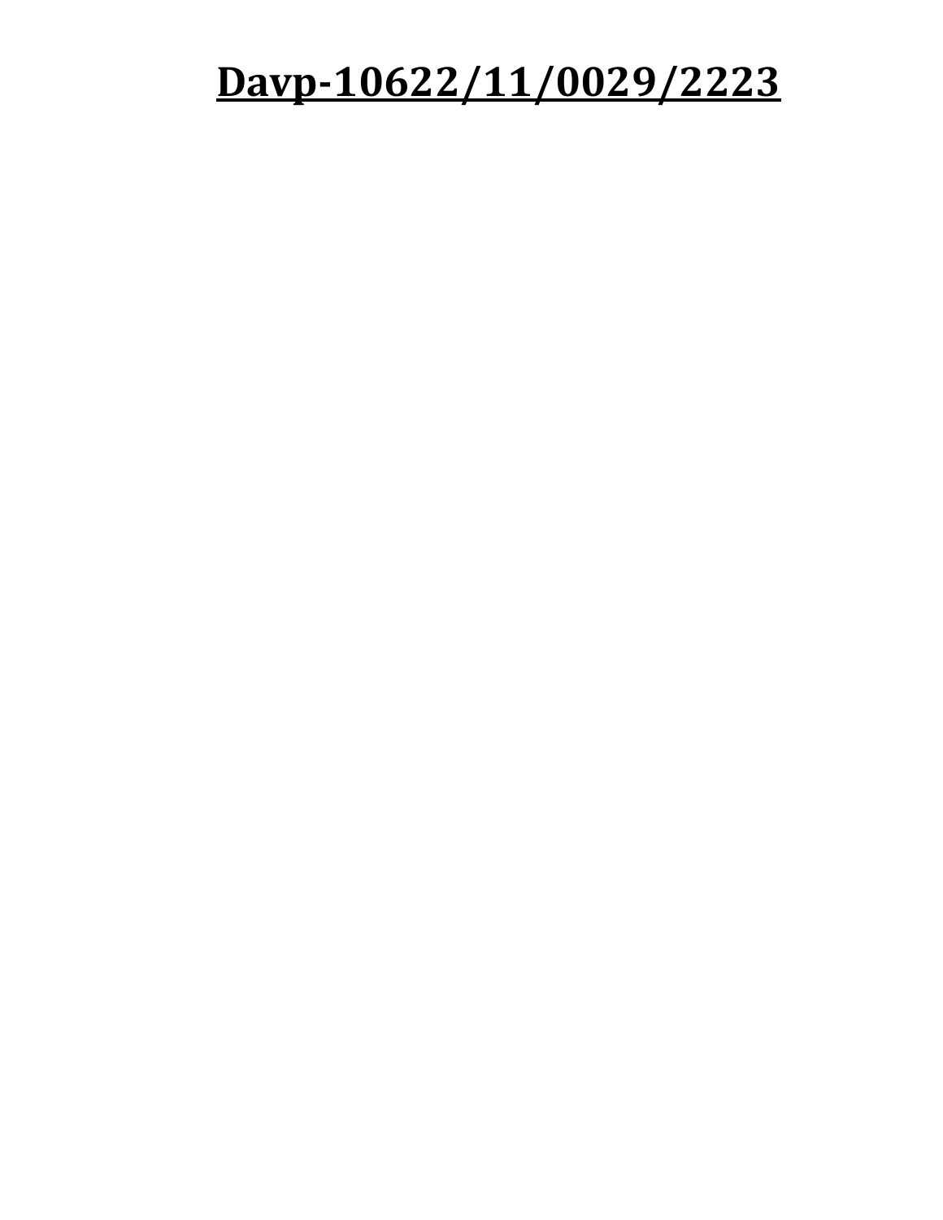**Davp-10622/11/0029/2223**